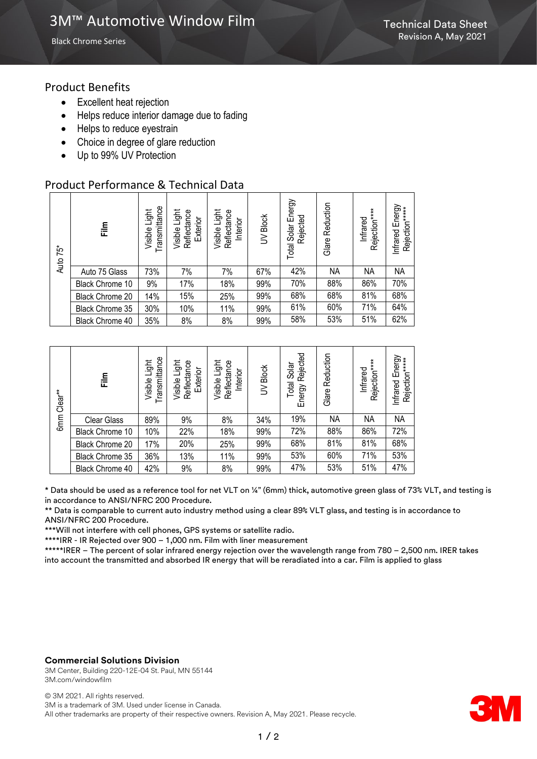# 3M™ Automotive Window Film

Black Chrome Series

Technical Data Sheet
Revision A, May 2021

## Product Benefits

- Excellent heat rejection
- Helps reduce interior damage due to fading
- Helps to reduce eyestrain
- Choice in degree of glare reduction
- Up to 99% UV Protection

## Product Performance & Technical Data

| Auto 75* | Film | Visible Light Transmittance | Visible Light Reflectance Exterior | Visible Light Reflectance Interior | UV Block | Total Solar Energy Rejected | Glare Reduction | Infrared Rejection**** | Infrared Energy Rejection***** |
|---|---|---|---|---|---|---|---|---|---|
| | Auto 75 Glass | 73% | 7% | 7% | 67% | 42% | NA | NA | NA |
| | Black Chrome 10 | 9% | 17% | 18% | 99% | 70% | 88% | 86% | 70% |
| | Black Chrome 20 | 14% | 15% | 25% | 99% | 68% | 68% | 81% | 68% |
| | Black Chrome 35 | 30% | 10% | 11% | 99% | 61% | 60% | 71% | 64% |
| | Black Chrome 40 | 35% | 8% | 8% | 99% | 58% | 53% | 51% | 62% |

| 6mm Clear** | Film | Visible Light Transmittance | Visible Light Reflectance Exterior | Visible Light Reflectance Interior | UV Block | Total Solar Energy Rejected | Glare Reduction | Infrared Rejection**** | Infrared Energy Rejection***** |
|---|---|---|---|---|---|---|---|---|---|
| | Clear Glass | 89% | 9% | 8% | 34% | 19% | NA | NA | NA |
| | Black Chrome 10 | 10% | 22% | 18% | 99% | 72% | 88% | 86% | 72% |
| | Black Chrome 20 | 17% | 20% | 25% | 99% | 68% | 81% | 81% | 68% |
| | Black Chrome 35 | 36% | 13% | 11% | 99% | 53% | 60% | 71% | 53% |
| | Black Chrome 40 | 42% | 9% | 8% | 99% | 47% | 53% | 51% | 47% |

* Data should be used as a reference tool for net VLT on ¼" (6mm) thick, automotive green glass of 73% VLT, and testing is in accordance to ANSI/NFRC 200 Procedure.

** Data is comparable to current auto industry method using a clear 89% VLT glass, and testing is in accordance to ANSI/NFRC 200 Procedure.

***Will not interfere with cell phones, GPS systems or satellite radio.

****IRR - IR Rejected over 900 – 1,000 nm. Film with liner measurement

*****IRER – The percent of solar infrared energy rejection over the wavelength range from 780 – 2,500 nm. IRER takes into account the transmitted and absorbed IR energy that will be reradiated into a car. Film is applied to glass

**Commercial Solutions Division**
3M Center, Building 220-12E-04 St. Paul, MN 55144
3M.com/windowfilm

© 3M 2021. All rights reserved.
3M is a trademark of 3M. Used under license in Canada.
All other trademarks are property of their respective owners. Revision A, May 2021. Please recycle.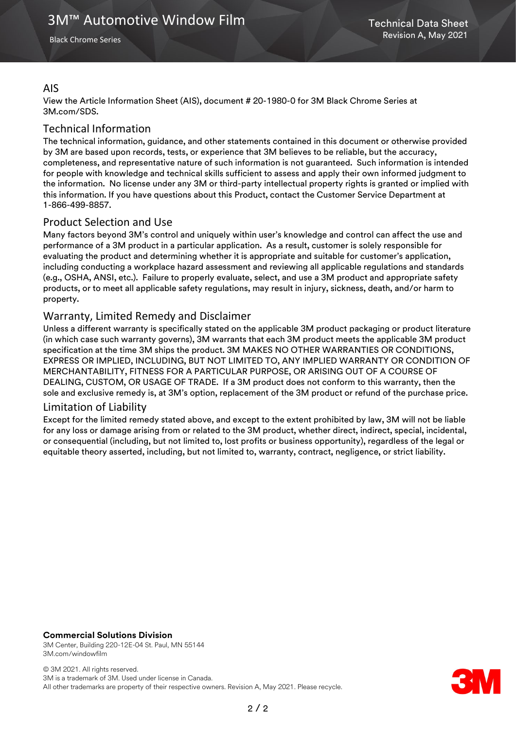## AIS

View the Article Information Sheet (AIS), document # 20-1980-0 for 3M Black Chrome Series at 3M.com/SDS.

## Technical Information

The technical information, guidance, and other statements contained in this document or otherwise provided by 3M are based upon records, tests, or experience that 3M believes to be reliable, but the accuracy, completeness, and representative nature of such information is not guaranteed. Such information is intended for people with knowledge and technical skills sufficient to assess and apply their own informed judgment to the information. No license under any 3M or third-party intellectual property rights is granted or implied with this information. If you have questions about this Product, contact the Customer Service Department at 1-866-499-8857.

## Product Selection and Use

Many factors beyond 3M's control and uniquely within user's knowledge and control can affect the use and performance of a 3M product in a particular application. As a result, customer is solely responsible for evaluating the product and determining whether it is appropriate and suitable for customer's application, including conducting a workplace hazard assessment and reviewing all applicable regulations and standards (e.g., OSHA, ANSI, etc.). Failure to properly evaluate, select, and use a 3M product and appropriate safety products, or to meet all applicable safety regulations, may result in injury, sickness, death, and/or harm to property.

## Warranty, Limited Remedy and Disclaimer

Unless a different warranty is specifically stated on the applicable 3M product packaging or product literature (in which case such warranty governs), 3M warrants that each 3M product meets the applicable 3M product specification at the time 3M ships the product. 3M MAKES NO OTHER WARRANTIES OR CONDITIONS, EXPRESS OR IMPLIED, INCLUDING, BUT NOT LIMITED TO, ANY IMPLIED WARRANTY OR CONDITION OF MERCHANTABILITY, FITNESS FOR A PARTICULAR PURPOSE, OR ARISING OUT OF A COURSE OF DEALING, CUSTOM, OR USAGE OF TRADE. If a 3M product does not conform to this warranty, then the sole and exclusive remedy is, at 3M's option, replacement of the 3M product or refund of the purchase price.

## Limitation of Liability

Except for the limited remedy stated above, and except to the extent prohibited by law, 3M will not be liable for any loss or damage arising from or related to the 3M product, whether direct, indirect, special, incidental, or consequential (including, but not limited to, lost profits or business opportunity), regardless of the legal or equitable theory asserted, including, but not limited to, warranty, contract, negligence, or strict liability.

**Commercial Solutions Division**
3M Center, Building 220-12E-04 St. Paul, MN 55144
3M.com/windowfilm

© 3M 2021. All rights reserved.
3M is a trademark of 3M. Used under license in Canada.
All other trademarks are property of their respective owners. Revision A, May 2021. Please recycle.